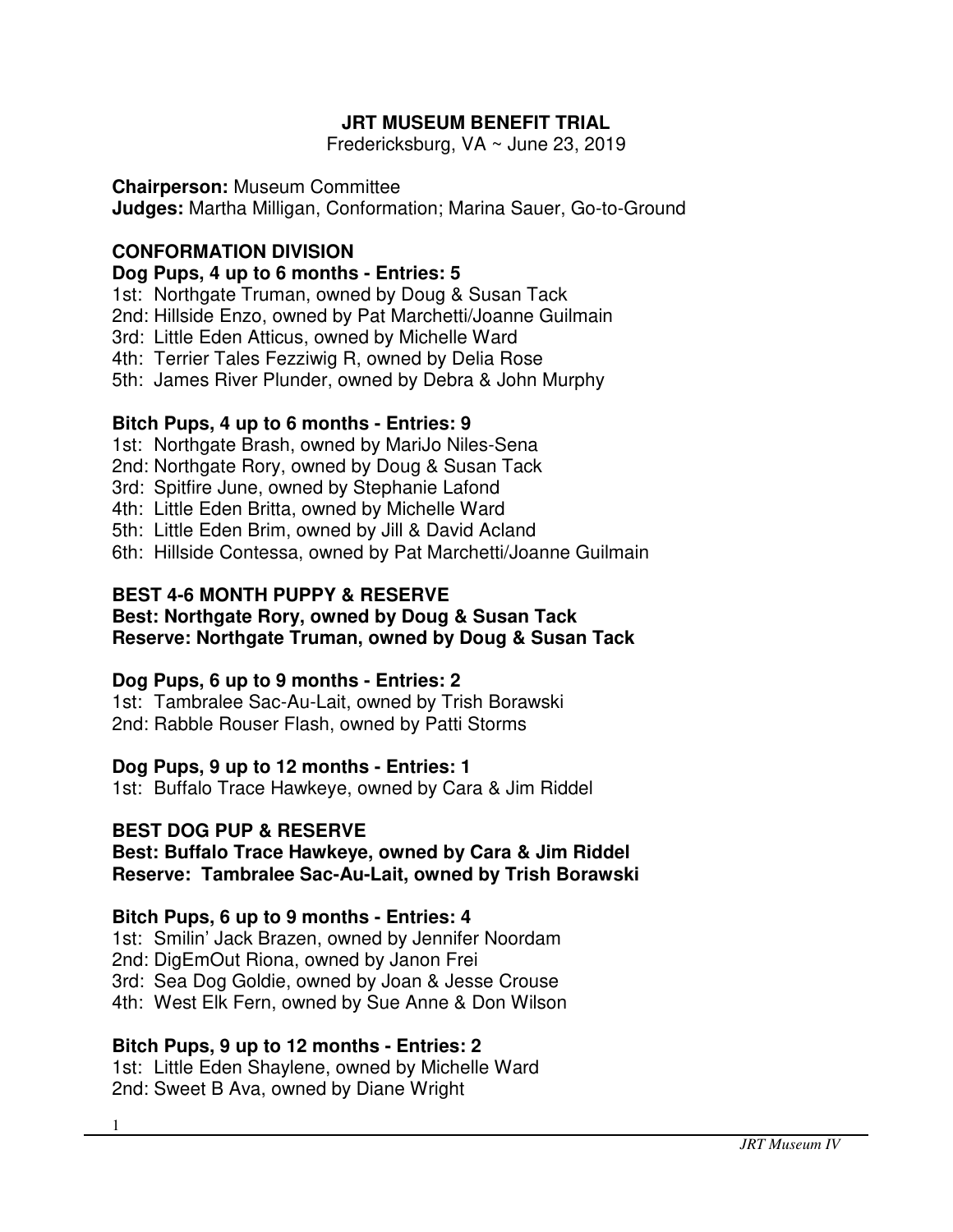# JRT MUSEUM BENEFIT TRIAL

Fredericksburg, VA ~ June 23, 2019

**Chairperson:** Museum Committee
**Judges:** Martha Milligan, Conformation; Marina Sauer, Go-to-Ground

## CONFORMATION DIVISION

### Dog Pups, 4 up to 6 months - Entries: 5

1st: Northgate Truman, owned by Doug & Susan Tack
2nd: Hillside Enzo, owned by Pat Marchetti/Joanne Guilmain
3rd: Little Eden Atticus, owned by Michelle Ward
4th: Terrier Tales Fezziwig R, owned by Delia Rose
5th: James River Plunder, owned by Debra & John Murphy

### Bitch Pups, 4 up to 6 months - Entries: 9

1st: Northgate Brash, owned by MariJo Niles-Sena
2nd: Northgate Rory, owned by Doug & Susan Tack
3rd: Spitfire June, owned by Stephanie Lafond
4th: Little Eden Britta, owned by Michelle Ward
5th: Little Eden Brim, owned by Jill & David Acland
6th: Hillside Contessa, owned by Pat Marchetti/Joanne Guilmain

### BEST 4-6 MONTH PUPPY & RESERVE

**Best: Northgate Rory, owned by Doug & Susan Tack**
**Reserve: Northgate Truman, owned by Doug & Susan Tack**

### Dog Pups, 6 up to 9 months - Entries: 2

1st: Tambralee Sac-Au-Lait, owned by Trish Borawski
2nd: Rabble Rouser Flash, owned by Patti Storms

### Dog Pups, 9 up to 12 months - Entries: 1

1st: Buffalo Trace Hawkeye, owned by Cara & Jim Riddel

### BEST DOG PUP & RESERVE

**Best: Buffalo Trace Hawkeye, owned by Cara & Jim Riddel**
**Reserve: Tambralee Sac-Au-Lait, owned by Trish Borawski**

### Bitch Pups, 6 up to 9 months - Entries: 4

1st: Smilin' Jack Brazen, owned by Jennifer Noordam
2nd: DigEmOut Riona, owned by Janon Frei
3rd: Sea Dog Goldie, owned by Joan & Jesse Crouse
4th: West Elk Fern, owned by Sue Anne & Don Wilson

### Bitch Pups, 9 up to 12 months - Entries: 2

1st: Little Eden Shaylene, owned by Michelle Ward
2nd: Sweet B Ava, owned by Diane Wright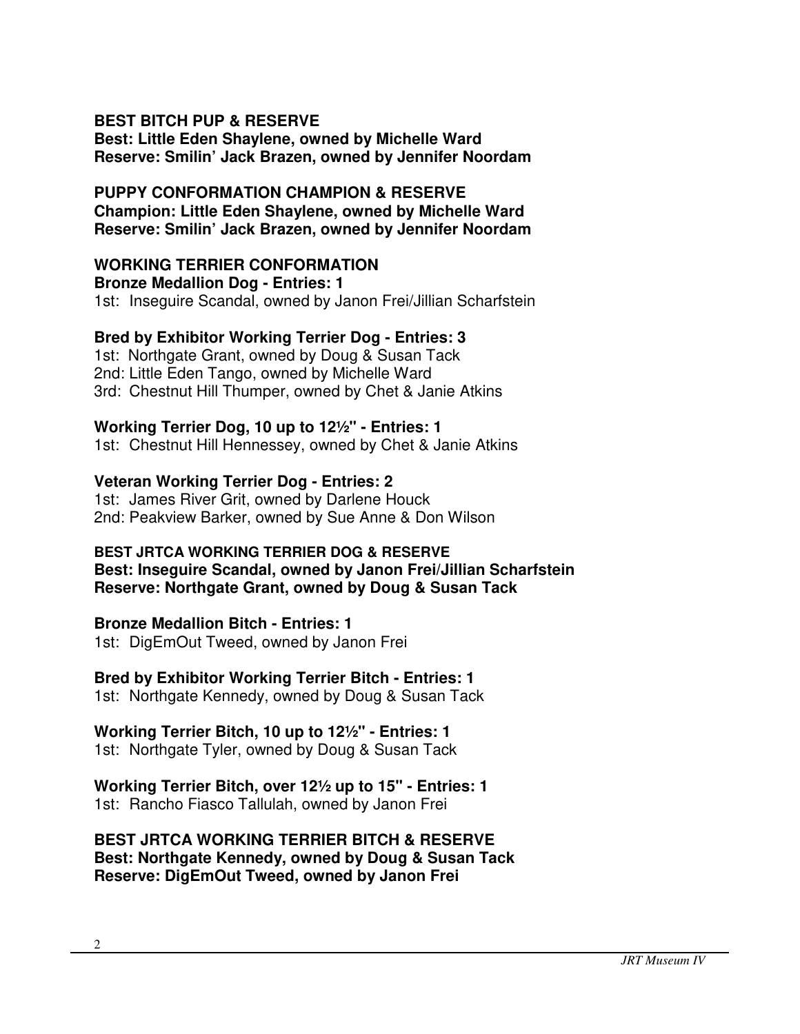**BEST BITCH PUP & RESERVE**
**Best: Little Eden Shaylene, owned by Michelle Ward**
**Reserve: Smilin' Jack Brazen, owned by Jennifer Noordam**

**PUPPY CONFORMATION CHAMPION & RESERVE**
**Champion: Little Eden Shaylene, owned by Michelle Ward**
**Reserve: Smilin' Jack Brazen, owned by Jennifer Noordam**

**WORKING TERRIER CONFORMATION**
**Bronze Medallion Dog - Entries: 1**
1st: Inseguire Scandal, owned by Janon Frei/Jillian Scharfstein

**Bred by Exhibitor Working Terrier Dog - Entries: 3**
1st: Northgate Grant, owned by Doug & Susan Tack
2nd: Little Eden Tango, owned by Michelle Ward
3rd: Chestnut Hill Thumper, owned by Chet & Janie Atkins

**Working Terrier Dog, 10 up to 12½" - Entries: 1**
1st: Chestnut Hill Hennessey, owned by Chet & Janie Atkins

**Veteran Working Terrier Dog - Entries: 2**
1st: James River Grit, owned by Darlene Houck
2nd: Peakview Barker, owned by Sue Anne & Don Wilson

**BEST JRTCA WORKING TERRIER DOG & RESERVE**
**Best: Inseguire Scandal, owned by Janon Frei/Jillian Scharfstein**
**Reserve: Northgate Grant, owned by Doug & Susan Tack**

**Bronze Medallion Bitch - Entries: 1**
1st: DigEmOut Tweed, owned by Janon Frei

**Bred by Exhibitor Working Terrier Bitch - Entries: 1**
1st: Northgate Kennedy, owned by Doug & Susan Tack

**Working Terrier Bitch, 10 up to 12½" - Entries: 1**
1st: Northgate Tyler, owned by Doug & Susan Tack

**Working Terrier Bitch, over 12½ up to 15" - Entries: 1**
1st: Rancho Fiasco Tallulah, owned by Janon Frei

**BEST JRTCA WORKING TERRIER BITCH & RESERVE**
**Best: Northgate Kennedy, owned by Doug & Susan Tack**
**Reserve: DigEmOut Tweed, owned by Janon Frei**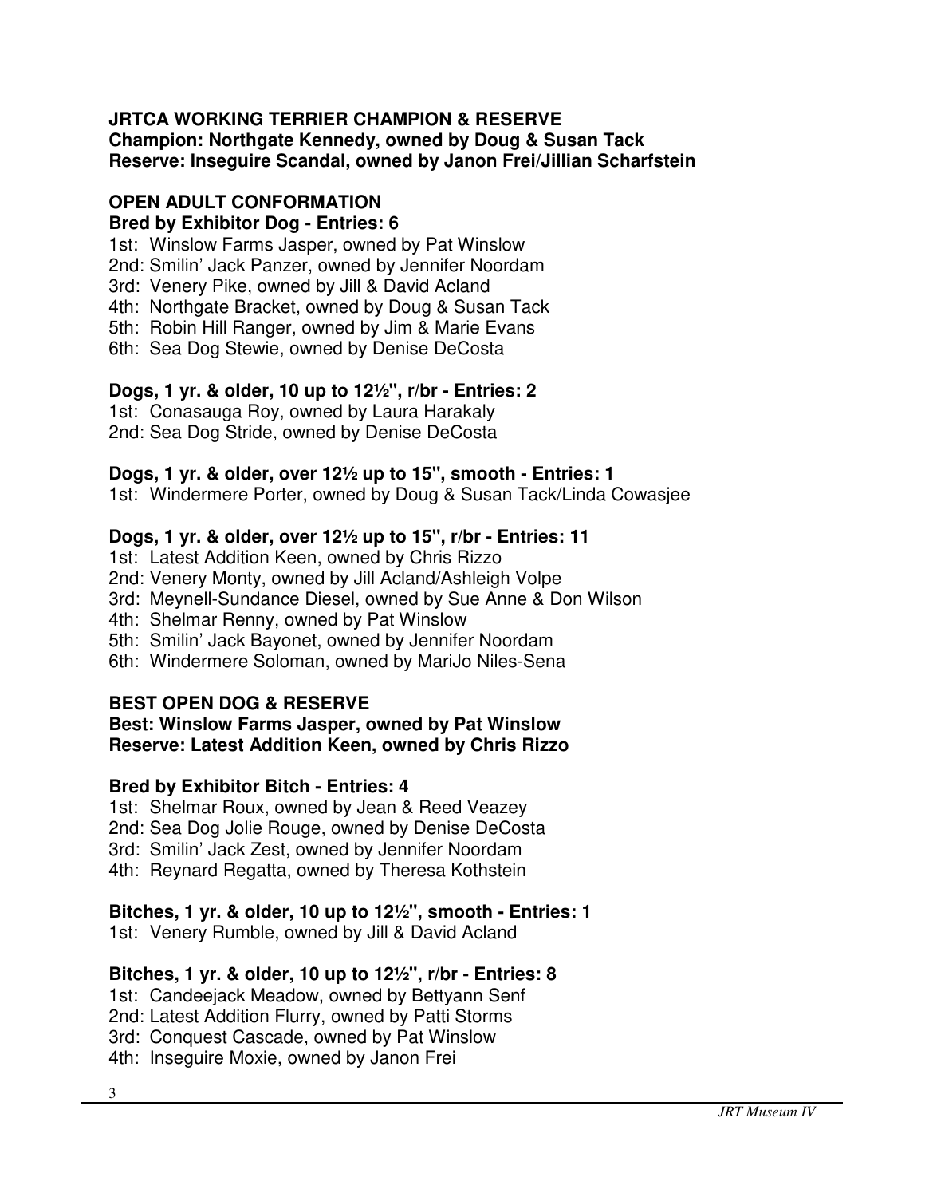**JRTCA WORKING TERRIER CHAMPION & RESERVE**
**Champion: Northgate Kennedy, owned by Doug & Susan Tack**
**Reserve: Inseguire Scandal, owned by Janon Frei/Jillian Scharfstein**

## OPEN ADULT CONFORMATION

**Bred by Exhibitor Dog - Entries: 6**

1st: Winslow Farms Jasper, owned by Pat Winslow
2nd: Smilin' Jack Panzer, owned by Jennifer Noordam
3rd: Venery Pike, owned by Jill & David Acland
4th: Northgate Bracket, owned by Doug & Susan Tack
5th: Robin Hill Ranger, owned by Jim & Marie Evans
6th: Sea Dog Stewie, owned by Denise DeCosta

**Dogs, 1 yr. & older, 10 up to 12½", r/br - Entries: 2**

1st: Conasauga Roy, owned by Laura Harakaly
2nd: Sea Dog Stride, owned by Denise DeCosta

**Dogs, 1 yr. & older, over 12½ up to 15", smooth - Entries: 1**

1st: Windermere Porter, owned by Doug & Susan Tack/Linda Cowasjee

**Dogs, 1 yr. & older, over 12½ up to 15", r/br - Entries: 11**

1st: Latest Addition Keen, owned by Chris Rizzo
2nd: Venery Monty, owned by Jill Acland/Ashleigh Volpe
3rd: Meynell-Sundance Diesel, owned by Sue Anne & Don Wilson
4th: Shelmar Renny, owned by Pat Winslow
5th: Smilin' Jack Bayonet, owned by Jennifer Noordam
6th: Windermere Soloman, owned by MariJo Niles-Sena

**BEST OPEN DOG & RESERVE**
**Best: Winslow Farms Jasper, owned by Pat Winslow**
**Reserve: Latest Addition Keen, owned by Chris Rizzo**

**Bred by Exhibitor Bitch - Entries: 4**

1st: Shelmar Roux, owned by Jean & Reed Veazey
2nd: Sea Dog Jolie Rouge, owned by Denise DeCosta
3rd: Smilin' Jack Zest, owned by Jennifer Noordam
4th: Reynard Regatta, owned by Theresa Kothstein

**Bitches, 1 yr. & older, 10 up to 12½", smooth - Entries: 1**

1st: Venery Rumble, owned by Jill & David Acland

**Bitches, 1 yr. & older, 10 up to 12½", r/br - Entries: 8**

1st: Candeejack Meadow, owned by Bettyann Senf
2nd: Latest Addition Flurry, owned by Patti Storms
3rd: Conquest Cascade, owned by Pat Winslow
4th: Inseguire Moxie, owned by Janon Frei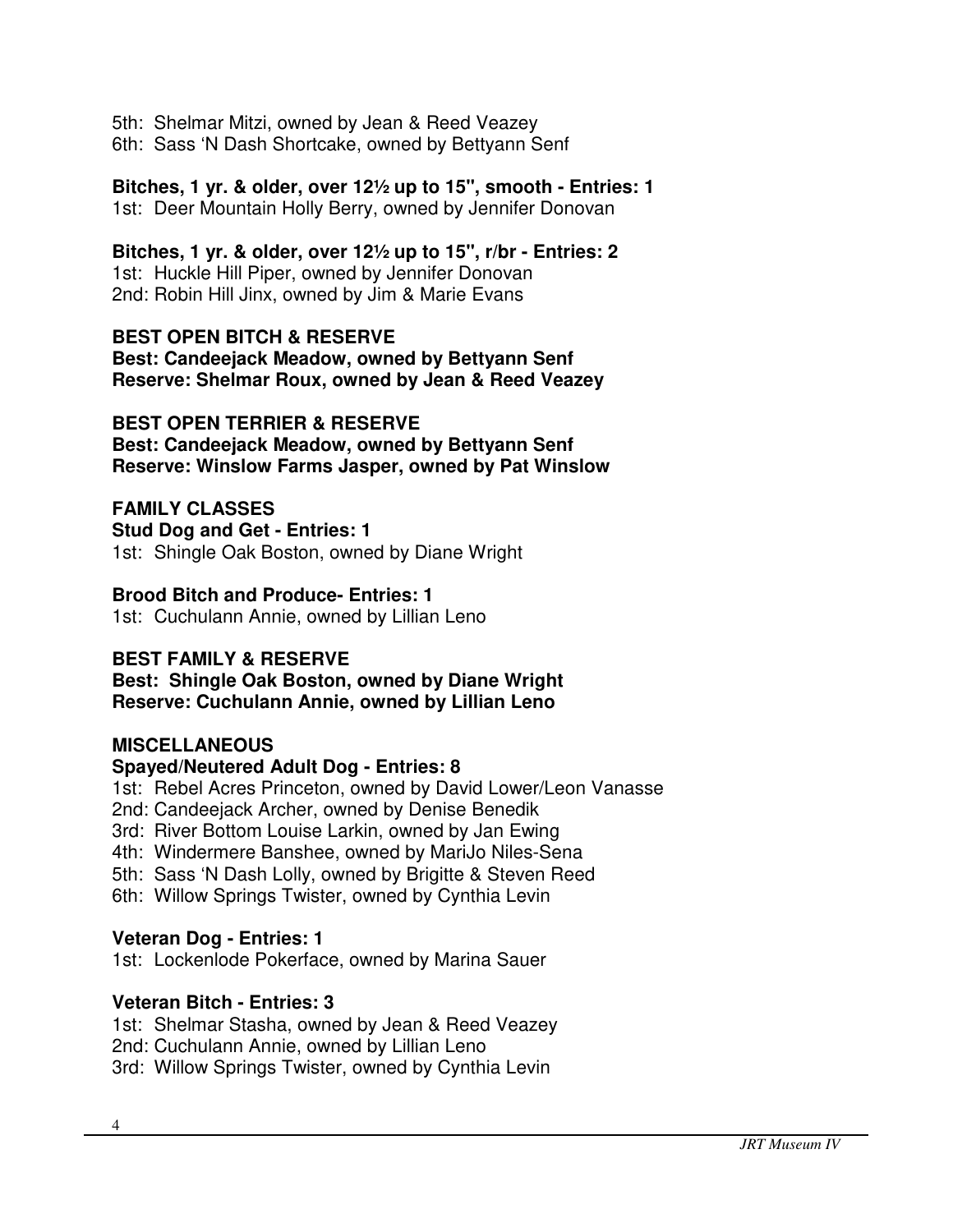5th: Shelmar Mitzi, owned by Jean & Reed Veazey
6th: Sass 'N Dash Shortcake, owned by Bettyann Senf

**Bitches, 1 yr. & older, over 12½ up to 15", smooth - Entries: 1**
1st: Deer Mountain Holly Berry, owned by Jennifer Donovan

**Bitches, 1 yr. & older, over 12½ up to 15", r/br - Entries: 2**
1st: Huckle Hill Piper, owned by Jennifer Donovan
2nd: Robin Hill Jinx, owned by Jim & Marie Evans

**BEST OPEN BITCH & RESERVE**
**Best: Candeejack Meadow, owned by Bettyann Senf**
**Reserve: Shelmar Roux, owned by Jean & Reed Veazey**

**BEST OPEN TERRIER & RESERVE**
**Best: Candeejack Meadow, owned by Bettyann Senf**
**Reserve: Winslow Farms Jasper, owned by Pat Winslow**

**FAMILY CLASSES**
**Stud Dog and Get - Entries: 1**
1st: Shingle Oak Boston, owned by Diane Wright

**Brood Bitch and Produce- Entries: 1**
1st: Cuchulann Annie, owned by Lillian Leno

**BEST FAMILY & RESERVE**
**Best: Shingle Oak Boston, owned by Diane Wright**
**Reserve: Cuchulann Annie, owned by Lillian Leno**

**MISCELLANEOUS**
**Spayed/Neutered Adult Dog - Entries: 8**
1st: Rebel Acres Princeton, owned by David Lower/Leon Vanasse
2nd: Candeejack Archer, owned by Denise Benedik
3rd: River Bottom Louise Larkin, owned by Jan Ewing
4th: Windermere Banshee, owned by MariJo Niles-Sena
5th: Sass 'N Dash Lolly, owned by Brigitte & Steven Reed
6th: Willow Springs Twister, owned by Cynthia Levin

**Veteran Dog - Entries: 1**
1st: Lockenlode Pokerface, owned by Marina Sauer

**Veteran Bitch - Entries: 3**
1st: Shelmar Stasha, owned by Jean & Reed Veazey
2nd: Cuchulann Annie, owned by Lillian Leno
3rd: Willow Springs Twister, owned by Cynthia Levin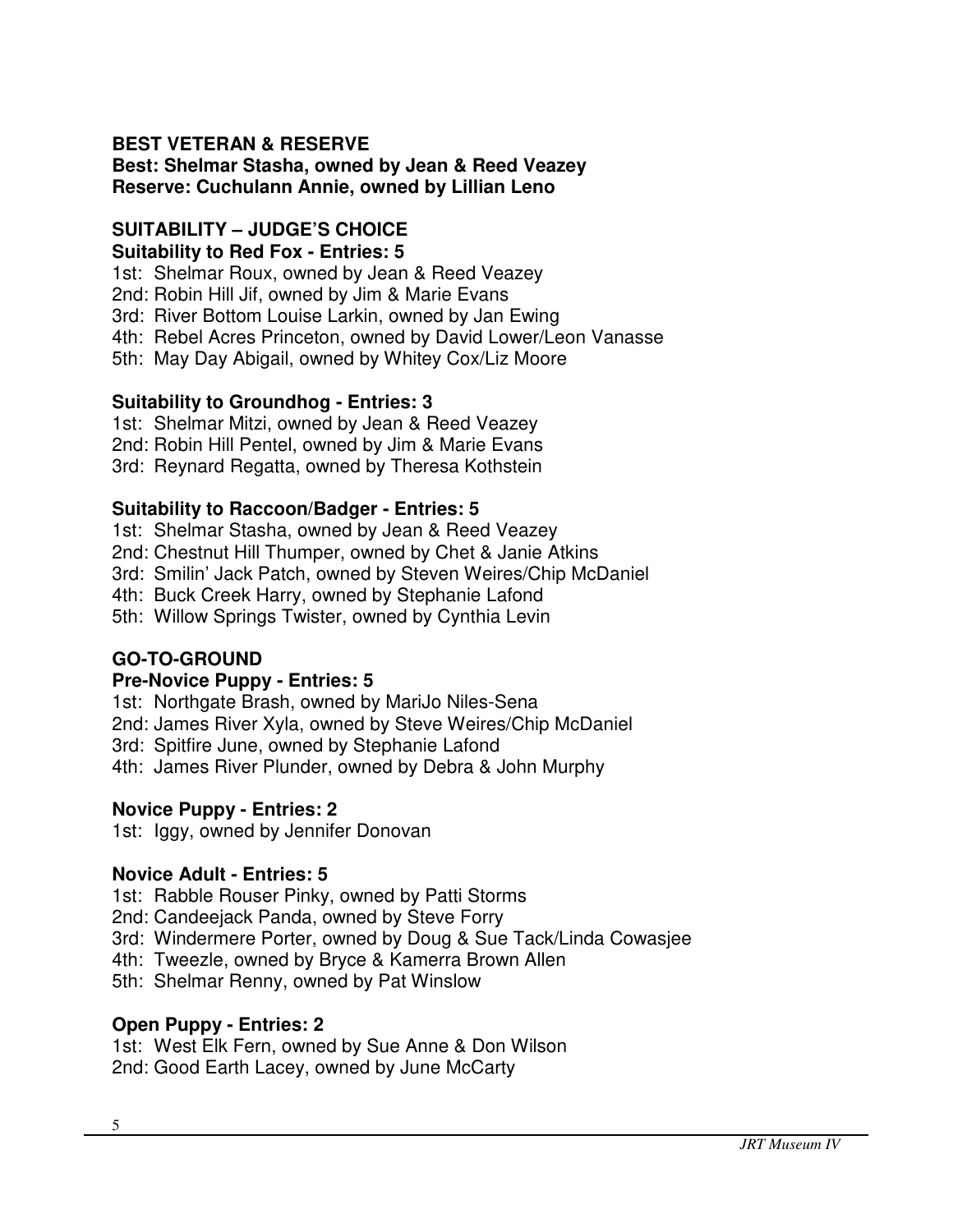## BEST VETERAN & RESERVE

**Best: Shelmar Stasha, owned by Jean & Reed Veazey**
**Reserve: Cuchulann Annie, owned by Lillian Leno**

## SUITABILITY – JUDGE'S CHOICE

### Suitability to Red Fox - Entries: 5

1st: Shelmar Roux, owned by Jean & Reed Veazey
2nd: Robin Hill Jif, owned by Jim & Marie Evans
3rd: River Bottom Louise Larkin, owned by Jan Ewing
4th: Rebel Acres Princeton, owned by David Lower/Leon Vanasse
5th: May Day Abigail, owned by Whitey Cox/Liz Moore

### Suitability to Groundhog - Entries: 3

1st: Shelmar Mitzi, owned by Jean & Reed Veazey
2nd: Robin Hill Pentel, owned by Jim & Marie Evans
3rd: Reynard Regatta, owned by Theresa Kothstein

### Suitability to Raccoon/Badger - Entries: 5

1st: Shelmar Stasha, owned by Jean & Reed Veazey
2nd: Chestnut Hill Thumper, owned by Chet & Janie Atkins
3rd: Smilin' Jack Patch, owned by Steven Weires/Chip McDaniel
4th: Buck Creek Harry, owned by Stephanie Lafond
5th: Willow Springs Twister, owned by Cynthia Levin

## GO-TO-GROUND

### Pre-Novice Puppy - Entries: 5

1st: Northgate Brash, owned by MariJo Niles-Sena
2nd: James River Xyla, owned by Steve Weires/Chip McDaniel
3rd: Spitfire June, owned by Stephanie Lafond
4th: James River Plunder, owned by Debra & John Murphy

### Novice Puppy - Entries: 2

1st: Iggy, owned by Jennifer Donovan

### Novice Adult - Entries: 5

1st: Rabble Rouser Pinky, owned by Patti Storms
2nd: Candeejack Panda, owned by Steve Forry
3rd: Windermere Porter, owned by Doug & Sue Tack/Linda Cowasjee
4th: Tweezle, owned by Bryce & Kamerra Brown Allen
5th: Shelmar Renny, owned by Pat Winslow

### Open Puppy - Entries: 2

1st: West Elk Fern, owned by Sue Anne & Don Wilson
2nd: Good Earth Lacey, owned by June McCarty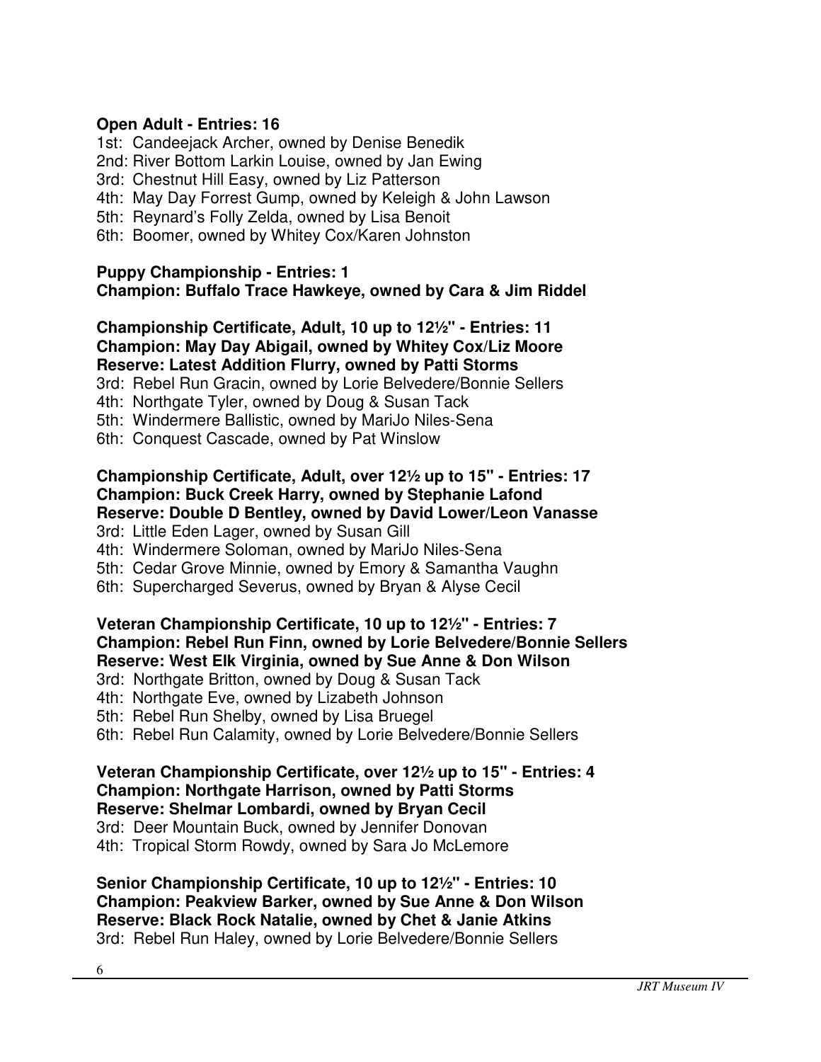**Open Adult - Entries: 16**

1st: Candeejack Archer, owned by Denise Benedik
2nd: River Bottom Larkin Louise, owned by Jan Ewing
3rd: Chestnut Hill Easy, owned by Liz Patterson
4th: May Day Forrest Gump, owned by Keleigh & John Lawson
5th: Reynard's Folly Zelda, owned by Lisa Benoit
6th: Boomer, owned by Whitey Cox/Karen Johnston

**Puppy Championship - Entries: 1**
**Champion: Buffalo Trace Hawkeye, owned by Cara & Jim Riddel**

**Championship Certificate, Adult, 10 up to 12½" - Entries: 11**
**Champion: May Day Abigail, owned by Whitey Cox/Liz Moore**
**Reserve: Latest Addition Flurry, owned by Patti Storms**

3rd: Rebel Run Gracin, owned by Lorie Belvedere/Bonnie Sellers
4th: Northgate Tyler, owned by Doug & Susan Tack
5th: Windermere Ballistic, owned by MariJo Niles-Sena
6th: Conquest Cascade, owned by Pat Winslow

**Championship Certificate, Adult, over 12½ up to 15" - Entries: 17**
**Champion: Buck Creek Harry, owned by Stephanie Lafond**
**Reserve: Double D Bentley, owned by David Lower/Leon Vanasse**

3rd: Little Eden Lager, owned by Susan Gill
4th: Windermere Soloman, owned by MariJo Niles-Sena
5th: Cedar Grove Minnie, owned by Emory & Samantha Vaughn
6th: Supercharged Severus, owned by Bryan & Alyse Cecil

**Veteran Championship Certificate, 10 up to 12½" - Entries: 7**
**Champion: Rebel Run Finn, owned by Lorie Belvedere/Bonnie Sellers**
**Reserve: West Elk Virginia, owned by Sue Anne & Don Wilson**

3rd: Northgate Britton, owned by Doug & Susan Tack
4th: Northgate Eve, owned by Lizabeth Johnson
5th: Rebel Run Shelby, owned by Lisa Bruegel
6th: Rebel Run Calamity, owned by Lorie Belvedere/Bonnie Sellers

**Veteran Championship Certificate, over 12½ up to 15" - Entries: 4**
**Champion: Northgate Harrison, owned by Patti Storms**
**Reserve: Shelmar Lombardi, owned by Bryan Cecil**

3rd: Deer Mountain Buck, owned by Jennifer Donovan
4th: Tropical Storm Rowdy, owned by Sara Jo McLemore

**Senior Championship Certificate, 10 up to 12½" - Entries: 10**
**Champion: Peakview Barker, owned by Sue Anne & Don Wilson**
**Reserve: Black Rock Natalie, owned by Chet & Janie Atkins**

3rd: Rebel Run Haley, owned by Lorie Belvedere/Bonnie Sellers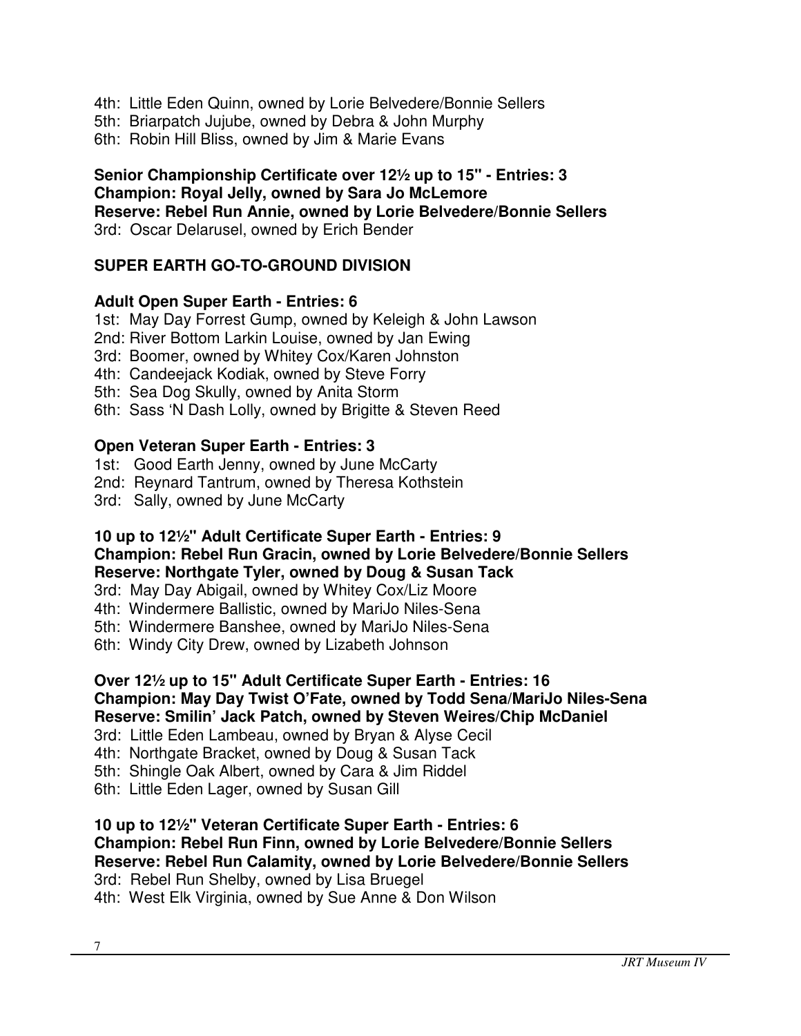4th: Little Eden Quinn, owned by Lorie Belvedere/Bonnie Sellers
5th: Briarpatch Jujube, owned by Debra & John Murphy
6th: Robin Hill Bliss, owned by Jim & Marie Evans

**Senior Championship Certificate over 12½ up to 15" - Entries: 3**
**Champion: Royal Jelly, owned by Sara Jo McLemore**
**Reserve: Rebel Run Annie, owned by Lorie Belvedere/Bonnie Sellers**
3rd: Oscar Delarusel, owned by Erich Bender

## SUPER EARTH GO-TO-GROUND DIVISION

**Adult Open Super Earth - Entries: 6**
1st: May Day Forrest Gump, owned by Keleigh & John Lawson
2nd: River Bottom Larkin Louise, owned by Jan Ewing
3rd: Boomer, owned by Whitey Cox/Karen Johnston
4th: Candeejack Kodiak, owned by Steve Forry
5th: Sea Dog Skully, owned by Anita Storm
6th: Sass 'N Dash Lolly, owned by Brigitte & Steven Reed

**Open Veteran Super Earth - Entries: 3**
1st: Good Earth Jenny, owned by June McCarty
2nd: Reynard Tantrum, owned by Theresa Kothstein
3rd: Sally, owned by June McCarty

**10 up to 12½" Adult Certificate Super Earth - Entries: 9**
**Champion: Rebel Run Gracin, owned by Lorie Belvedere/Bonnie Sellers**
**Reserve: Northgate Tyler, owned by Doug & Susan Tack**
3rd: May Day Abigail, owned by Whitey Cox/Liz Moore
4th: Windermere Ballistic, owned by MariJo Niles-Sena
5th: Windermere Banshee, owned by MariJo Niles-Sena
6th: Windy City Drew, owned by Lizabeth Johnson

**Over 12½ up to 15" Adult Certificate Super Earth - Entries: 16**
**Champion: May Day Twist O'Fate, owned by Todd Sena/MariJo Niles-Sena**
**Reserve: Smilin' Jack Patch, owned by Steven Weires/Chip McDaniel**
3rd: Little Eden Lambeau, owned by Bryan & Alyse Cecil
4th: Northgate Bracket, owned by Doug & Susan Tack
5th: Shingle Oak Albert, owned by Cara & Jim Riddel
6th: Little Eden Lager, owned by Susan Gill

**10 up to 12½" Veteran Certificate Super Earth - Entries: 6**
**Champion: Rebel Run Finn, owned by Lorie Belvedere/Bonnie Sellers**
**Reserve: Rebel Run Calamity, owned by Lorie Belvedere/Bonnie Sellers**
3rd: Rebel Run Shelby, owned by Lisa Bruegel
4th: West Elk Virginia, owned by Sue Anne & Don Wilson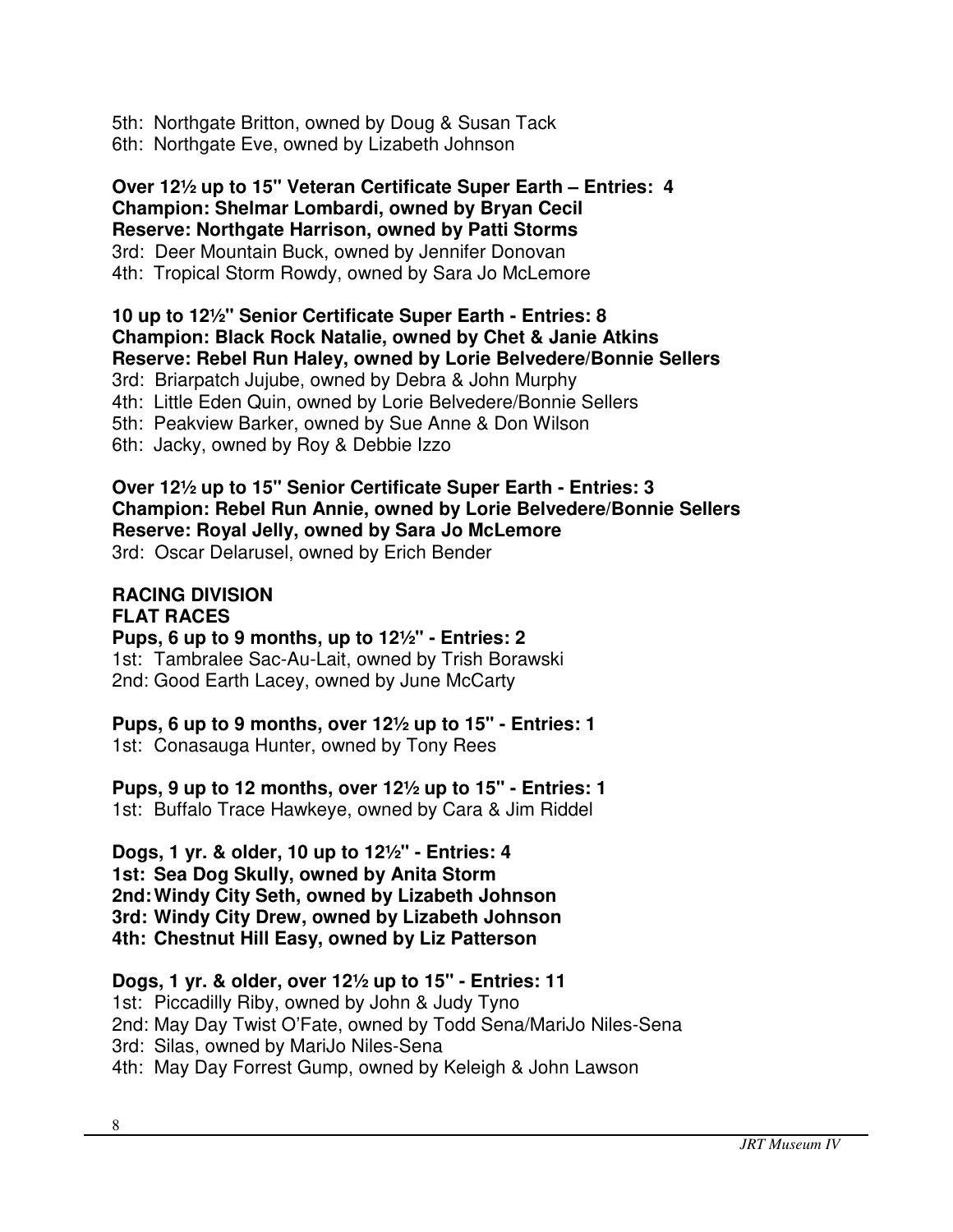5th: Northgate Britton, owned by Doug & Susan Tack
6th: Northgate Eve, owned by Lizabeth Johnson

**Over 12½ up to 15" Veteran Certificate Super Earth – Entries: 4**
**Champion: Shelmar Lombardi, owned by Bryan Cecil**
**Reserve: Northgate Harrison, owned by Patti Storms**
3rd: Deer Mountain Buck, owned by Jennifer Donovan
4th: Tropical Storm Rowdy, owned by Sara Jo McLemore

**10 up to 12½" Senior Certificate Super Earth - Entries: 8**
**Champion: Black Rock Natalie, owned by Chet & Janie Atkins**
**Reserve: Rebel Run Haley, owned by Lorie Belvedere/Bonnie Sellers**
3rd: Briarpatch Jujube, owned by Debra & John Murphy
4th: Little Eden Quin, owned by Lorie Belvedere/Bonnie Sellers
5th: Peakview Barker, owned by Sue Anne & Don Wilson
6th: Jacky, owned by Roy & Debbie Izzo

**Over 12½ up to 15" Senior Certificate Super Earth - Entries: 3**
**Champion: Rebel Run Annie, owned by Lorie Belvedere/Bonnie Sellers**
**Reserve: Royal Jelly, owned by Sara Jo McLemore**
3rd: Oscar Delarusel, owned by Erich Bender

## RACING DIVISION

### FLAT RACES

**Pups, 6 up to 9 months, up to 12½" - Entries: 2**
1st: Tambralee Sac-Au-Lait, owned by Trish Borawski
2nd: Good Earth Lacey, owned by June McCarty

**Pups, 6 up to 9 months, over 12½ up to 15" - Entries: 1**
1st: Conasauga Hunter, owned by Tony Rees

**Pups, 9 up to 12 months, over 12½ up to 15" - Entries: 1**
1st: Buffalo Trace Hawkeye, owned by Cara & Jim Riddel

**Dogs, 1 yr. & older, 10 up to 12½" - Entries: 4**
**1st: Sea Dog Skully, owned by Anita Storm**
**2nd: Windy City Seth, owned by Lizabeth Johnson**
**3rd: Windy City Drew, owned by Lizabeth Johnson**
**4th: Chestnut Hill Easy, owned by Liz Patterson**

**Dogs, 1 yr. & older, over 12½ up to 15" - Entries: 11**
1st: Piccadilly Riby, owned by John & Judy Tyno
2nd: May Day Twist O'Fate, owned by Todd Sena/MariJo Niles-Sena
3rd: Silas, owned by MariJo Niles-Sena
4th: May Day Forrest Gump, owned by Keleigh & John Lawson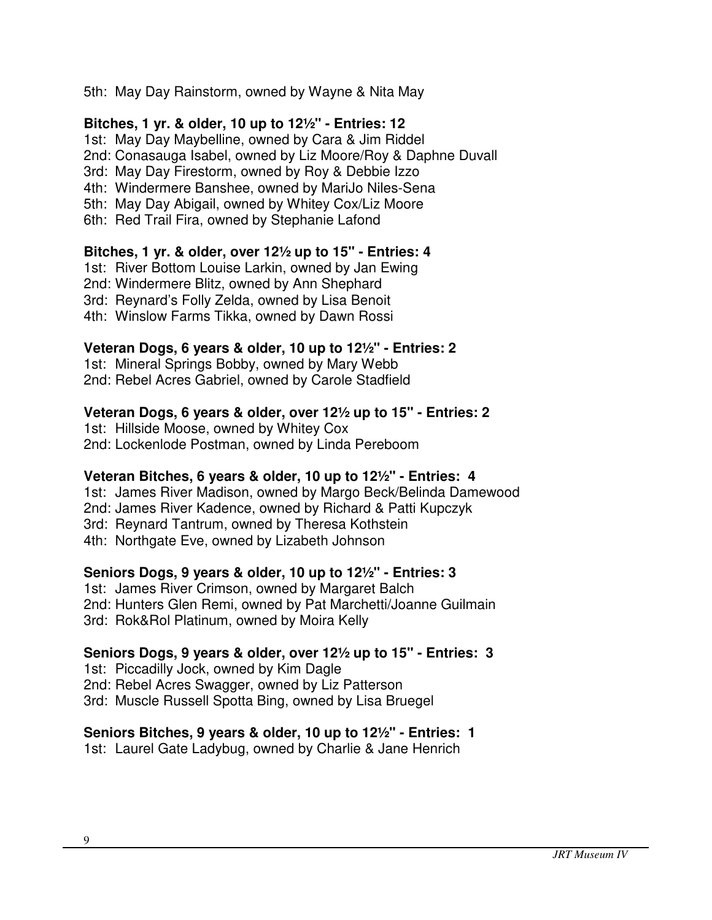5th: May Day Rainstorm, owned by Wayne & Nita May

**Bitches, 1 yr. & older, 10 up to 12½" - Entries: 12**

1st: May Day Maybelline, owned by Cara & Jim Riddel
2nd: Conasauga Isabel, owned by Liz Moore/Roy & Daphne Duvall
3rd: May Day Firestorm, owned by Roy & Debbie Izzo
4th: Windermere Banshee, owned by MariJo Niles-Sena
5th: May Day Abigail, owned by Whitey Cox/Liz Moore
6th: Red Trail Fira, owned by Stephanie Lafond

**Bitches, 1 yr. & older, over 12½ up to 15" - Entries: 4**

1st: River Bottom Louise Larkin, owned by Jan Ewing
2nd: Windermere Blitz, owned by Ann Shephard
3rd: Reynard's Folly Zelda, owned by Lisa Benoit
4th: Winslow Farms Tikka, owned by Dawn Rossi

**Veteran Dogs, 6 years & older, 10 up to 12½" - Entries: 2**

1st: Mineral Springs Bobby, owned by Mary Webb
2nd: Rebel Acres Gabriel, owned by Carole Stadfield

**Veteran Dogs, 6 years & older, over 12½ up to 15" - Entries: 2**

1st: Hillside Moose, owned by Whitey Cox
2nd: Lockenlode Postman, owned by Linda Pereboom

**Veteran Bitches, 6 years & older, 10 up to 12½" - Entries: 4**

1st: James River Madison, owned by Margo Beck/Belinda Damewood
2nd: James River Kadence, owned by Richard & Patti Kupczyk
3rd: Reynard Tantrum, owned by Theresa Kothstein
4th: Northgate Eve, owned by Lizabeth Johnson

**Seniors Dogs, 9 years & older, 10 up to 12½" - Entries: 3**

1st: James River Crimson, owned by Margaret Balch
2nd: Hunters Glen Remi, owned by Pat Marchetti/Joanne Guilmain
3rd: Rok&Rol Platinum, owned by Moira Kelly

**Seniors Dogs, 9 years & older, over 12½ up to 15" - Entries: 3**

1st: Piccadilly Jock, owned by Kim Dagle
2nd: Rebel Acres Swagger, owned by Liz Patterson
3rd: Muscle Russell Spotta Bing, owned by Lisa Bruegel

**Seniors Bitches, 9 years & older, 10 up to 12½" - Entries: 1**

1st: Laurel Gate Ladybug, owned by Charlie & Jane Henrich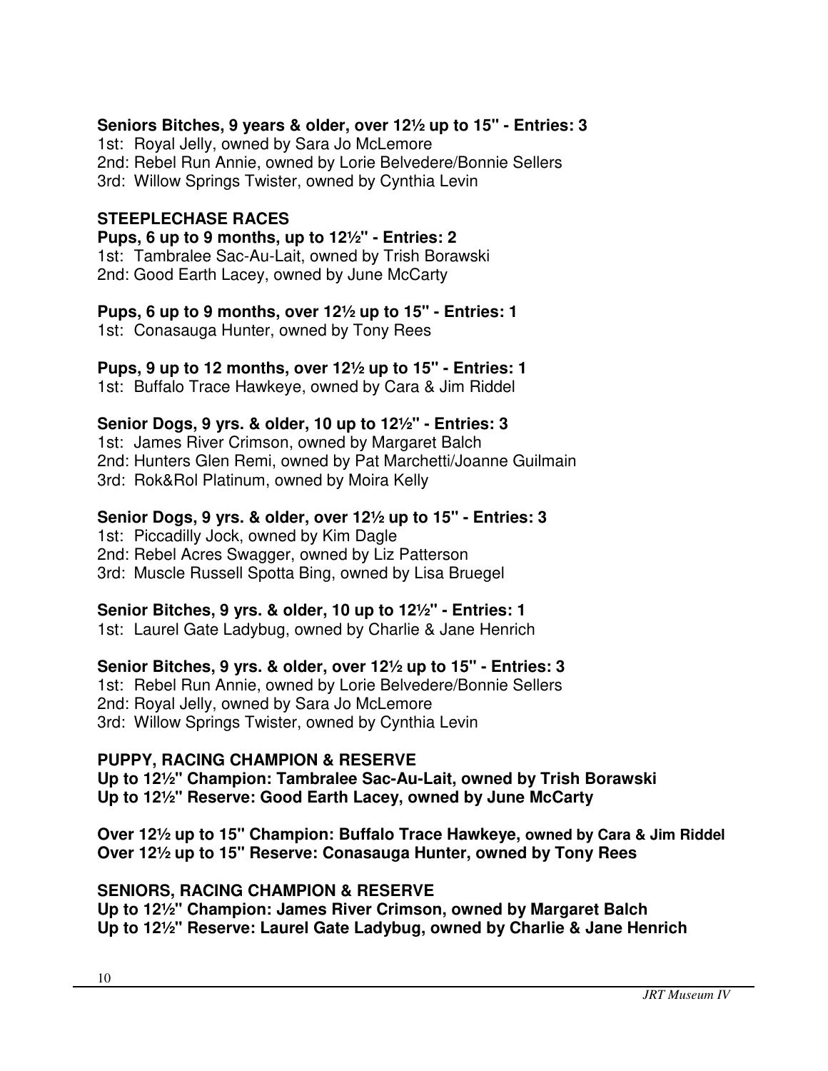**Seniors Bitches, 9 years & older, over 12½ up to 15" - Entries: 3**
1st: Royal Jelly, owned by Sara Jo McLemore
2nd: Rebel Run Annie, owned by Lorie Belvedere/Bonnie Sellers
3rd: Willow Springs Twister, owned by Cynthia Levin

**STEEPLECHASE RACES**

**Pups, 6 up to 9 months, up to 12½" - Entries: 2**
1st: Tambralee Sac-Au-Lait, owned by Trish Borawski
2nd: Good Earth Lacey, owned by June McCarty

**Pups, 6 up to 9 months, over 12½ up to 15" - Entries: 1**
1st: Conasauga Hunter, owned by Tony Rees

**Pups, 9 up to 12 months, over 12½ up to 15" - Entries: 1**
1st: Buffalo Trace Hawkeye, owned by Cara & Jim Riddel

**Senior Dogs, 9 yrs. & older, 10 up to 12½" - Entries: 3**
1st: James River Crimson, owned by Margaret Balch
2nd: Hunters Glen Remi, owned by Pat Marchetti/Joanne Guilmain
3rd: Rok&Rol Platinum, owned by Moira Kelly

**Senior Dogs, 9 yrs. & older, over 12½ up to 15" - Entries: 3**
1st: Piccadilly Jock, owned by Kim Dagle
2nd: Rebel Acres Swagger, owned by Liz Patterson
3rd: Muscle Russell Spotta Bing, owned by Lisa Bruegel

**Senior Bitches, 9 yrs. & older, 10 up to 12½" - Entries: 1**
1st: Laurel Gate Ladybug, owned by Charlie & Jane Henrich

**Senior Bitches, 9 yrs. & older, over 12½ up to 15" - Entries: 3**
1st: Rebel Run Annie, owned by Lorie Belvedere/Bonnie Sellers
2nd: Royal Jelly, owned by Sara Jo McLemore
3rd: Willow Springs Twister, owned by Cynthia Levin

**PUPPY, RACING CHAMPION & RESERVE**
**Up to 12½" Champion: Tambralee Sac-Au-Lait, owned by Trish Borawski**
**Up to 12½" Reserve: Good Earth Lacey, owned by June McCarty**

**Over 12½ up to 15" Champion: Buffalo Trace Hawkeye, owned by Cara & Jim Riddel**
**Over 12½ up to 15" Reserve: Conasauga Hunter, owned by Tony Rees**

**SENIORS, RACING CHAMPION & RESERVE**
**Up to 12½" Champion: James River Crimson, owned by Margaret Balch**
**Up to 12½" Reserve: Laurel Gate Ladybug, owned by Charlie & Jane Henrich**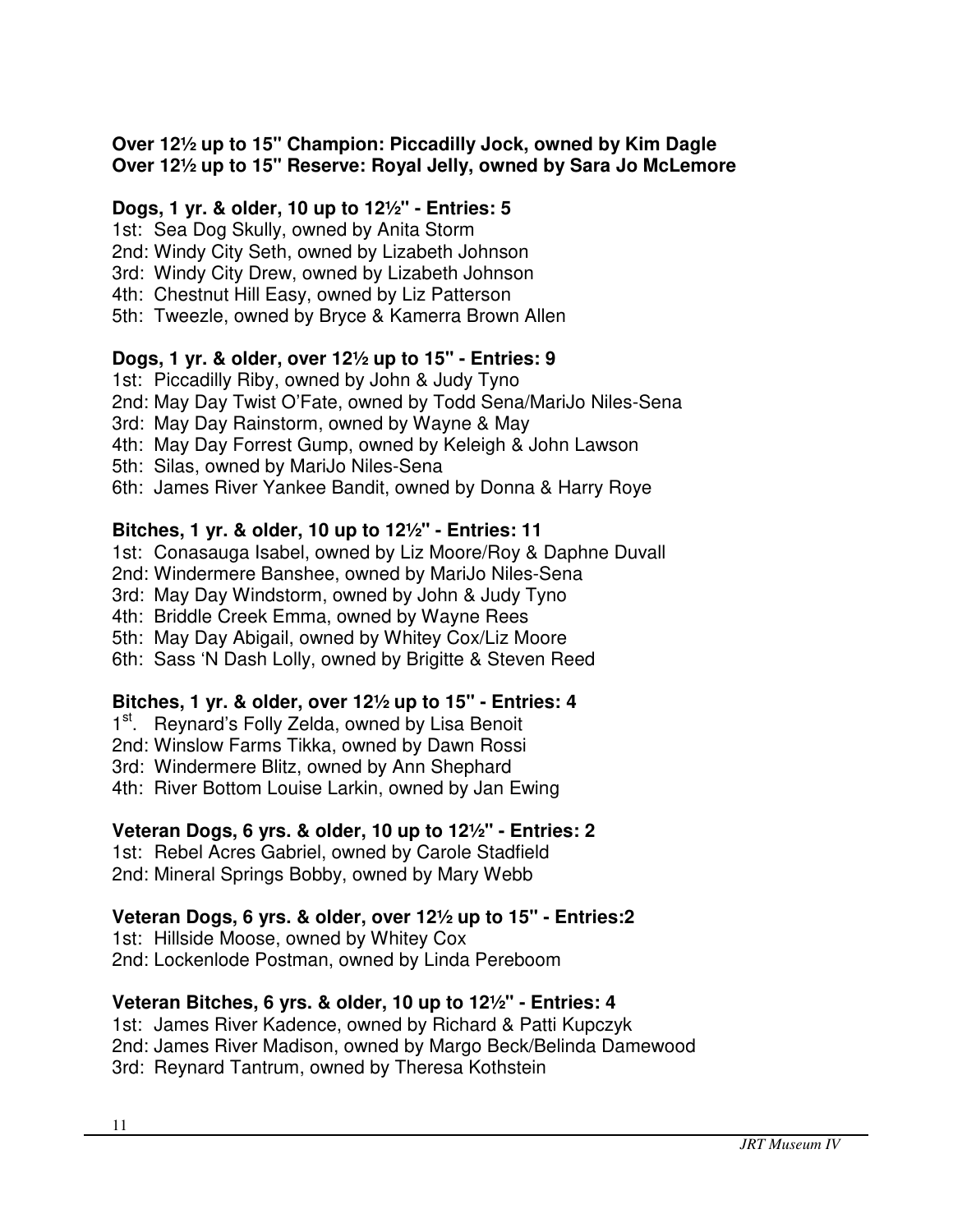**Over 12½ up to 15" Champion: Piccadilly Jock, owned by Kim Dagle**
**Over 12½ up to 15" Reserve: Royal Jelly, owned by Sara Jo McLemore**

**Dogs, 1 yr. & older, 10 up to 12½" - Entries: 5**

1st: Sea Dog Skully, owned by Anita Storm
2nd: Windy City Seth, owned by Lizabeth Johnson
3rd: Windy City Drew, owned by Lizabeth Johnson
4th: Chestnut Hill Easy, owned by Liz Patterson
5th: Tweezle, owned by Bryce & Kamerra Brown Allen

**Dogs, 1 yr. & older, over 12½ up to 15" - Entries: 9**

1st: Piccadilly Riby, owned by John & Judy Tyno
2nd: May Day Twist O'Fate, owned by Todd Sena/MariJo Niles-Sena
3rd: May Day Rainstorm, owned by Wayne & May
4th: May Day Forrest Gump, owned by Keleigh & John Lawson
5th: Silas, owned by MariJo Niles-Sena
6th: James River Yankee Bandit, owned by Donna & Harry Roye

**Bitches, 1 yr. & older, 10 up to 12½" - Entries: 11**

1st: Conasauga Isabel, owned by Liz Moore/Roy & Daphne Duvall
2nd: Windermere Banshee, owned by MariJo Niles-Sena
3rd: May Day Windstorm, owned by John & Judy Tyno
4th: Briddle Creek Emma, owned by Wayne Rees
5th: May Day Abigail, owned by Whitey Cox/Liz Moore
6th: Sass 'N Dash Lolly, owned by Brigitte & Steven Reed

**Bitches, 1 yr. & older, over 12½ up to 15" - Entries: 4**

1st. Reynard's Folly Zelda, owned by Lisa Benoit
2nd: Winslow Farms Tikka, owned by Dawn Rossi
3rd: Windermere Blitz, owned by Ann Shephard
4th: River Bottom Louise Larkin, owned by Jan Ewing

**Veteran Dogs, 6 yrs. & older, 10 up to 12½" - Entries: 2**

1st: Rebel Acres Gabriel, owned by Carole Stadfield
2nd: Mineral Springs Bobby, owned by Mary Webb

**Veteran Dogs, 6 yrs. & older, over 12½ up to 15" - Entries:2**

1st: Hillside Moose, owned by Whitey Cox
2nd: Lockenlode Postman, owned by Linda Pereboom

**Veteran Bitches, 6 yrs. & older, 10 up to 12½" - Entries: 4**

1st: James River Kadence, owned by Richard & Patti Kupczyk
2nd: James River Madison, owned by Margo Beck/Belinda Damewood
3rd: Reynard Tantrum, owned by Theresa Kothstein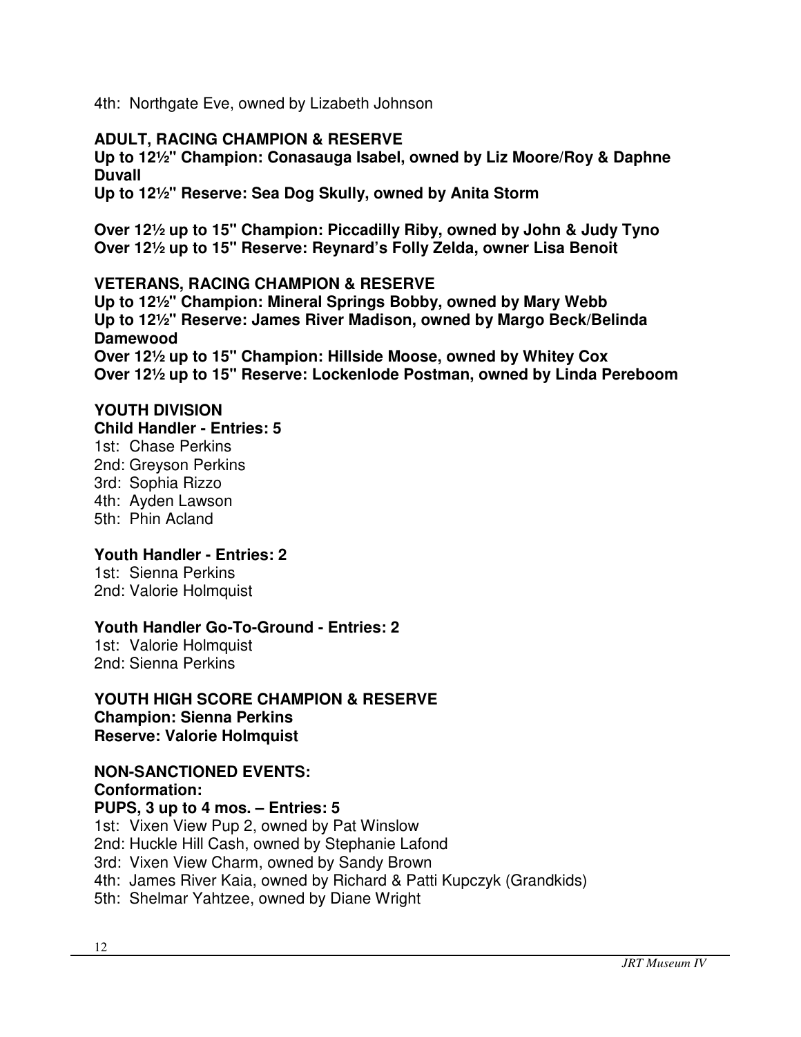4th: Northgate Eve, owned by Lizabeth Johnson

**ADULT, RACING CHAMPION & RESERVE**
**Up to 12½" Champion: Conasauga Isabel, owned by Liz Moore/Roy & Daphne Duvall**
**Up to 12½" Reserve: Sea Dog Skully, owned by Anita Storm**

**Over 12½ up to 15" Champion: Piccadilly Riby, owned by John & Judy Tyno**
**Over 12½ up to 15" Reserve: Reynard's Folly Zelda, owner Lisa Benoit**

**VETERANS, RACING CHAMPION & RESERVE**
**Up to 12½" Champion: Mineral Springs Bobby, owned by Mary Webb**
**Up to 12½" Reserve: James River Madison, owned by Margo Beck/Belinda Damewood**
**Over 12½ up to 15" Champion: Hillside Moose, owned by Whitey Cox**
**Over 12½ up to 15" Reserve: Lockenlode Postman, owned by Linda Pereboom**

**YOUTH DIVISION**
**Child Handler - Entries: 5**
1st: Chase Perkins
2nd: Greyson Perkins
3rd: Sophia Rizzo
4th: Ayden Lawson
5th: Phin Acland

**Youth Handler - Entries: 2**
1st: Sienna Perkins
2nd: Valorie Holmquist

**Youth Handler Go-To-Ground - Entries: 2**
1st: Valorie Holmquist
2nd: Sienna Perkins

**YOUTH HIGH SCORE CHAMPION & RESERVE**
**Champion: Sienna Perkins**
**Reserve: Valorie Holmquist**

**NON-SANCTIONED EVENTS:**
**Conformation:**
**PUPS, 3 up to 4 mos. – Entries: 5**
1st: Vixen View Pup 2, owned by Pat Winslow
2nd: Huckle Hill Cash, owned by Stephanie Lafond
3rd: Vixen View Charm, owned by Sandy Brown
4th: James River Kaia, owned by Richard & Patti Kupczyk (Grandkids)
5th: Shelmar Yahtzee, owned by Diane Wright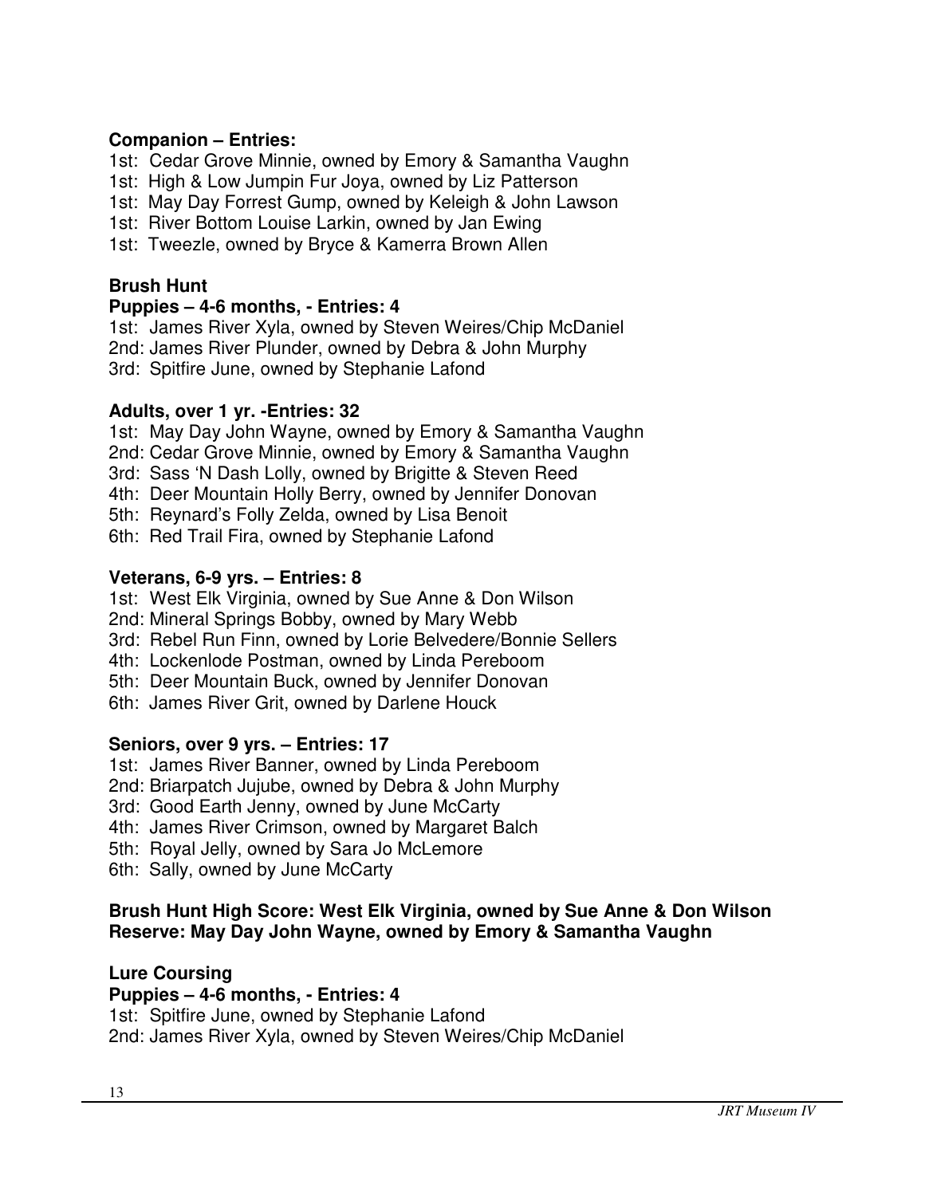**Companion – Entries:**

1st: Cedar Grove Minnie, owned by Emory & Samantha Vaughn
1st: High & Low Jumpin Fur Joya, owned by Liz Patterson
1st: May Day Forrest Gump, owned by Keleigh & John Lawson
1st: River Bottom Louise Larkin, owned by Jan Ewing
1st: Tweezle, owned by Bryce & Kamerra Brown Allen

**Brush Hunt**

**Puppies – 4-6 months, - Entries: 4**

1st: James River Xyla, owned by Steven Weires/Chip McDaniel
2nd: James River Plunder, owned by Debra & John Murphy
3rd: Spitfire June, owned by Stephanie Lafond

**Adults, over 1 yr. -Entries: 32**

1st: May Day John Wayne, owned by Emory & Samantha Vaughn
2nd: Cedar Grove Minnie, owned by Emory & Samantha Vaughn
3rd: Sass 'N Dash Lolly, owned by Brigitte & Steven Reed
4th: Deer Mountain Holly Berry, owned by Jennifer Donovan
5th: Reynard's Folly Zelda, owned by Lisa Benoit
6th: Red Trail Fira, owned by Stephanie Lafond

**Veterans, 6-9 yrs. – Entries: 8**

1st: West Elk Virginia, owned by Sue Anne & Don Wilson
2nd: Mineral Springs Bobby, owned by Mary Webb
3rd: Rebel Run Finn, owned by Lorie Belvedere/Bonnie Sellers
4th: Lockenlode Postman, owned by Linda Pereboom
5th: Deer Mountain Buck, owned by Jennifer Donovan
6th: James River Grit, owned by Darlene Houck

**Seniors, over 9 yrs. – Entries: 17**

1st: James River Banner, owned by Linda Pereboom
2nd: Briarpatch Jujube, owned by Debra & John Murphy
3rd: Good Earth Jenny, owned by June McCarty
4th: James River Crimson, owned by Margaret Balch
5th: Royal Jelly, owned by Sara Jo McLemore
6th: Sally, owned by June McCarty

**Brush Hunt High Score: West Elk Virginia, owned by Sue Anne & Don Wilson**
**Reserve: May Day John Wayne, owned by Emory & Samantha Vaughn**

**Lure Coursing**

**Puppies – 4-6 months, - Entries: 4**

1st: Spitfire June, owned by Stephanie Lafond
2nd: James River Xyla, owned by Steven Weires/Chip McDaniel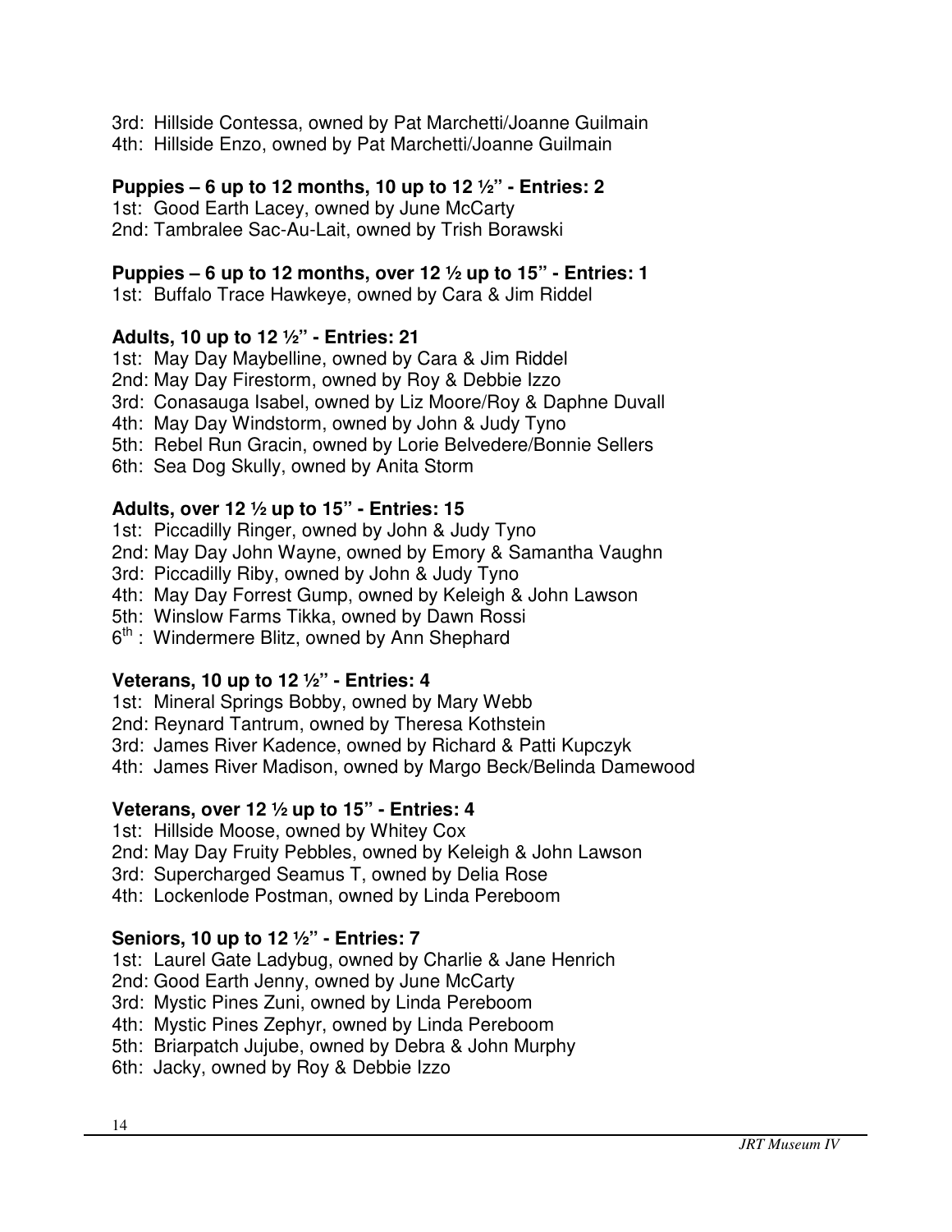3rd: Hillside Contessa, owned by Pat Marchetti/Joanne Guilmain
4th: Hillside Enzo, owned by Pat Marchetti/Joanne Guilmain

**Puppies – 6 up to 12 months, 10 up to 12 ½" - Entries: 2**
1st: Good Earth Lacey, owned by June McCarty
2nd: Tambralee Sac-Au-Lait, owned by Trish Borawski

**Puppies – 6 up to 12 months, over 12 ½ up to 15" - Entries: 1**
1st: Buffalo Trace Hawkeye, owned by Cara & Jim Riddel

**Adults, 10 up to 12 ½" - Entries: 21**
1st: May Day Maybelline, owned by Cara & Jim Riddel
2nd: May Day Firestorm, owned by Roy & Debbie Izzo
3rd: Conasauga Isabel, owned by Liz Moore/Roy & Daphne Duvall
4th: May Day Windstorm, owned by John & Judy Tyno
5th: Rebel Run Gracin, owned by Lorie Belvedere/Bonnie Sellers
6th: Sea Dog Skully, owned by Anita Storm

**Adults, over 12 ½ up to 15" - Entries: 15**
1st: Piccadilly Ringer, owned by John & Judy Tyno
2nd: May Day John Wayne, owned by Emory & Samantha Vaughn
3rd: Piccadilly Riby, owned by John & Judy Tyno
4th: May Day Forrest Gump, owned by Keleigh & John Lawson
5th: Winslow Farms Tikka, owned by Dawn Rossi
6th: Windermere Blitz, owned by Ann Shephard

**Veterans, 10 up to 12 ½" - Entries: 4**
1st: Mineral Springs Bobby, owned by Mary Webb
2nd: Reynard Tantrum, owned by Theresa Kothstein
3rd: James River Kadence, owned by Richard & Patti Kupczyk
4th: James River Madison, owned by Margo Beck/Belinda Damewood

**Veterans, over 12 ½ up to 15" - Entries: 4**
1st: Hillside Moose, owned by Whitey Cox
2nd: May Day Fruity Pebbles, owned by Keleigh & John Lawson
3rd: Supercharged Seamus T, owned by Delia Rose
4th: Lockenlode Postman, owned by Linda Pereboom

**Seniors, 10 up to 12 ½" - Entries: 7**
1st: Laurel Gate Ladybug, owned by Charlie & Jane Henrich
2nd: Good Earth Jenny, owned by June McCarty
3rd: Mystic Pines Zuni, owned by Linda Pereboom
4th: Mystic Pines Zephyr, owned by Linda Pereboom
5th: Briarpatch Jujube, owned by Debra & John Murphy
6th: Jacky, owned by Roy & Debbie Izzo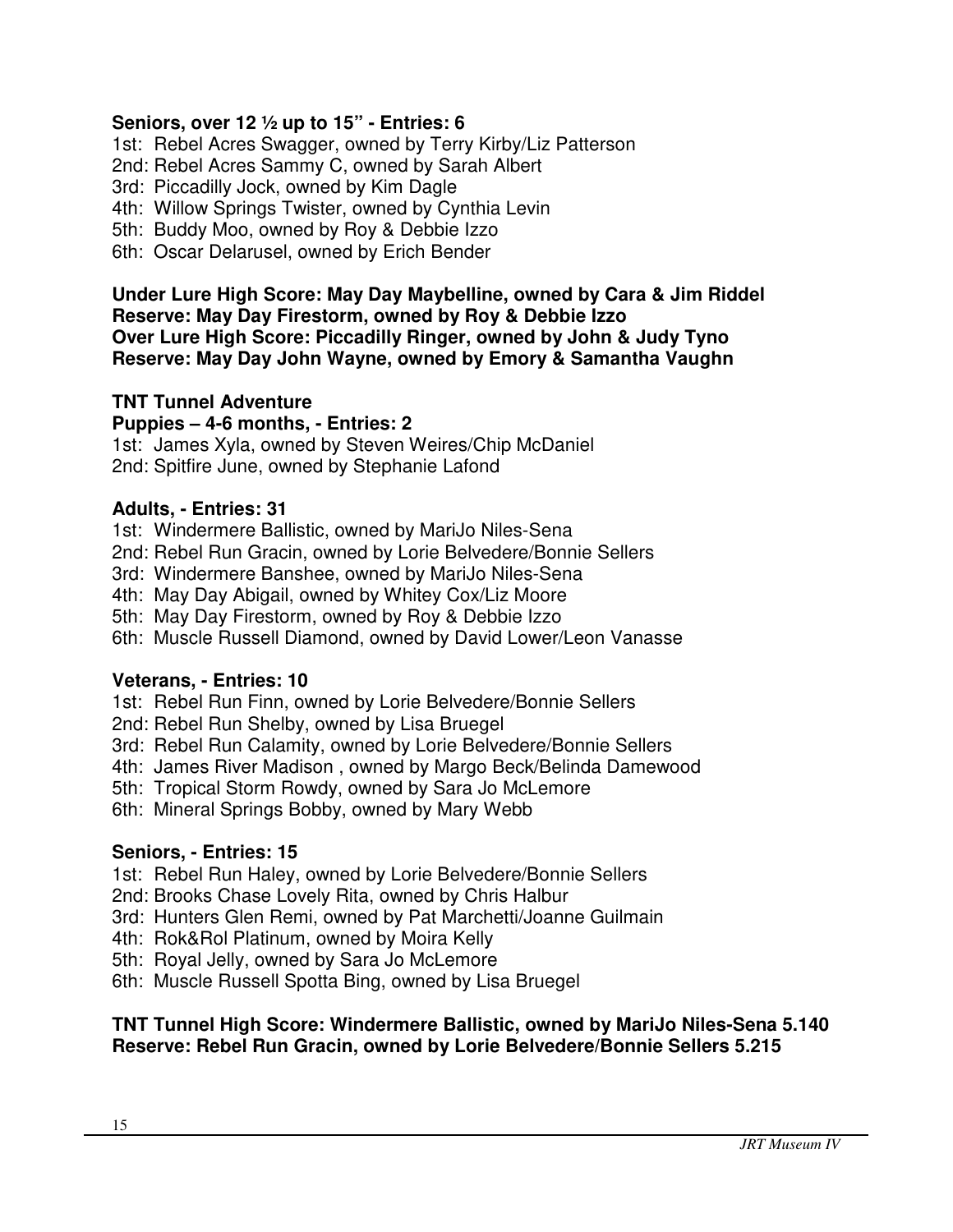**Seniors, over 12 ½ up to 15" - Entries: 6**

1st: Rebel Acres Swagger, owned by Terry Kirby/Liz Patterson
2nd: Rebel Acres Sammy C, owned by Sarah Albert
3rd: Piccadilly Jock, owned by Kim Dagle
4th: Willow Springs Twister, owned by Cynthia Levin
5th: Buddy Moo, owned by Roy & Debbie Izzo
6th: Oscar Delarusel, owned by Erich Bender

**Under Lure High Score: May Day Maybelline, owned by Cara & Jim Riddel**
**Reserve: May Day Firestorm, owned by Roy & Debbie Izzo**
**Over Lure High Score: Piccadilly Ringer, owned by John & Judy Tyno**
**Reserve: May Day John Wayne, owned by Emory & Samantha Vaughn**

**TNT Tunnel Adventure**

**Puppies – 4-6 months, - Entries: 2**

1st: James Xyla, owned by Steven Weires/Chip McDaniel
2nd: Spitfire June, owned by Stephanie Lafond

**Adults, - Entries: 31**

1st: Windermere Ballistic, owned by MariJo Niles-Sena
2nd: Rebel Run Gracin, owned by Lorie Belvedere/Bonnie Sellers
3rd: Windermere Banshee, owned by MariJo Niles-Sena
4th: May Day Abigail, owned by Whitey Cox/Liz Moore
5th: May Day Firestorm, owned by Roy & Debbie Izzo
6th: Muscle Russell Diamond, owned by David Lower/Leon Vanasse

**Veterans, - Entries: 10**

1st: Rebel Run Finn, owned by Lorie Belvedere/Bonnie Sellers
2nd: Rebel Run Shelby, owned by Lisa Bruegel
3rd: Rebel Run Calamity, owned by Lorie Belvedere/Bonnie Sellers
4th: James River Madison , owned by Margo Beck/Belinda Damewood
5th: Tropical Storm Rowdy, owned by Sara Jo McLemore
6th: Mineral Springs Bobby, owned by Mary Webb

**Seniors, - Entries: 15**

1st: Rebel Run Haley, owned by Lorie Belvedere/Bonnie Sellers
2nd: Brooks Chase Lovely Rita, owned by Chris Halbur
3rd: Hunters Glen Remi, owned by Pat Marchetti/Joanne Guilmain
4th: Rok&Rol Platinum, owned by Moira Kelly
5th: Royal Jelly, owned by Sara Jo McLemore
6th: Muscle Russell Spotta Bing, owned by Lisa Bruegel

**TNT Tunnel High Score: Windermere Ballistic, owned by MariJo Niles-Sena 5.140**
**Reserve: Rebel Run Gracin, owned by Lorie Belvedere/Bonnie Sellers 5.215**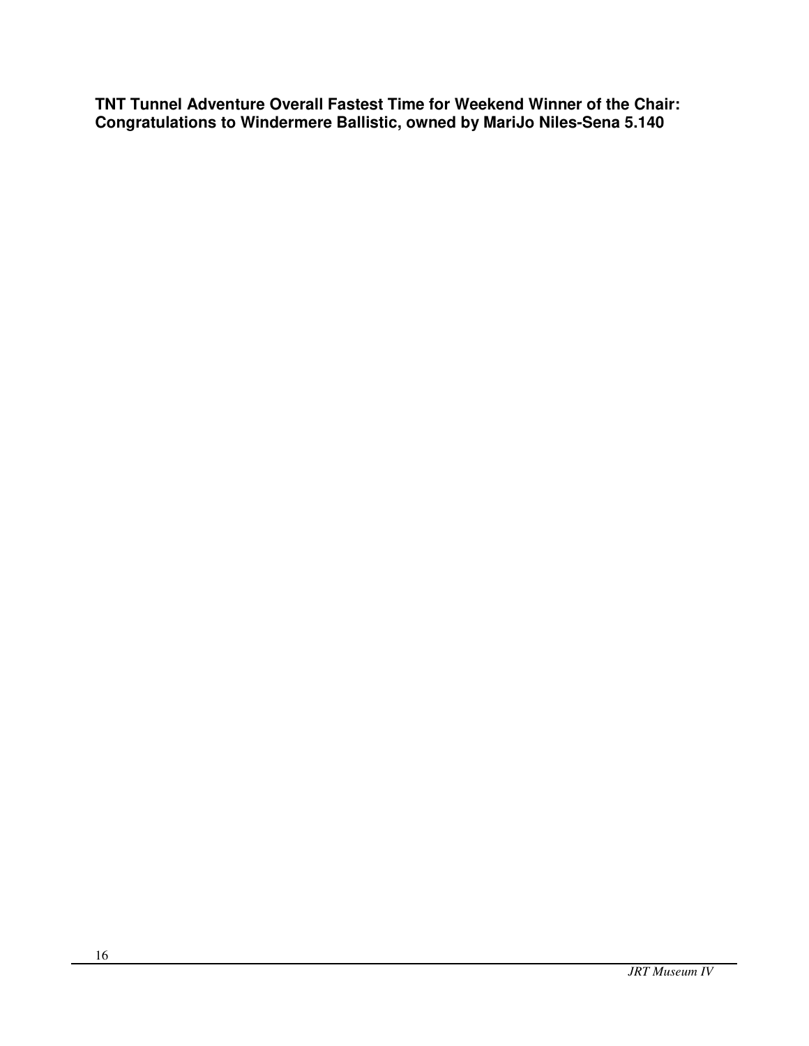**TNT Tunnel Adventure Overall Fastest Time for Weekend Winner of the Chair: Congratulations to Windermere Ballistic, owned by MariJo Niles-Sena 5.140**